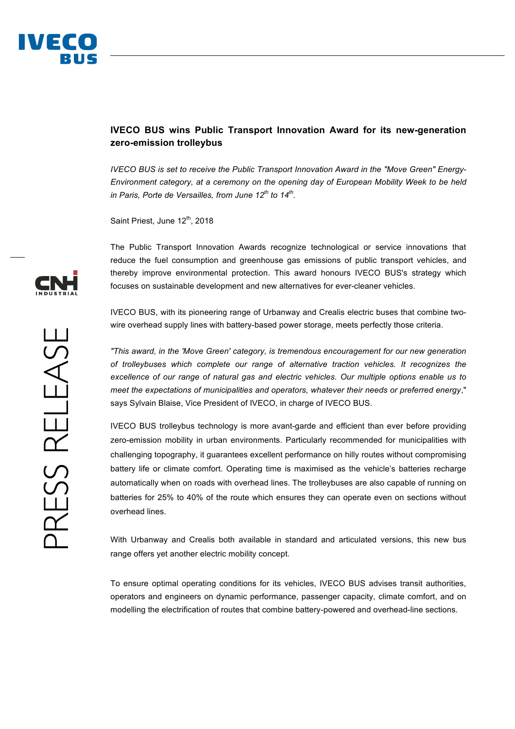# IVECO BUS wins Public Transport Innovation Award for its new-generation zero-emission trolleybus

*IVECO BUS is set to receive the Public Transport Innovation Award in the "Move Green" Energy-Environment category, at a ceremony on the opening day of European Mobility Week to be held in Paris, Porte de Versailles, from June 12th to 14th.*

Saint Priest, June 12th, 2018

The Public Transport Innovation Awards recognize technological or service innovations that reduce the fuel consumption and greenhouse gas emissions of public transport vehicles, and thereby improve environmental protection. This award honours IVECO BUS's strategy which focuses on sustainable development and new alternatives for ever-cleaner vehicles.

IVECO BUS, with its pioneering range of Urbanway and Crealis electric buses that combine two-wire overhead supply lines with battery-based power storage, meets perfectly those criteria.

*"This award, in the 'Move Green' category, is tremendous encouragement for our new generation of trolleybuses which complete our range of alternative traction vehicles. It recognizes the excellence of our range of natural gas and electric vehicles. Our multiple options enable us to meet the expectations of municipalities and operators, whatever their needs or preferred energy*," says Sylvain Blaise, Vice President of IVECO, in charge of IVECO BUS.

IVECO BUS trolleybus technology is more avant-garde and efficient than ever before providing zero-emission mobility in urban environments. Particularly recommended for municipalities with challenging topography, it guarantees excellent performance on hilly routes without compromising battery life or climate comfort. Operating time is maximised as the vehicle's batteries recharge automatically when on roads with overhead lines. The trolleybuses are also capable of running on batteries for 25% to 40% of the route which ensures they can operate even on sections without overhead lines.

With Urbanway and Crealis both available in standard and articulated versions, this new bus range offers yet another electric mobility concept.

To ensure optimal operating conditions for its vehicles, IVECO BUS advises transit authorities, operators and engineers on dynamic performance, passenger capacity, climate comfort, and on modelling the electrification of routes that combine battery-powered and overhead-line sections.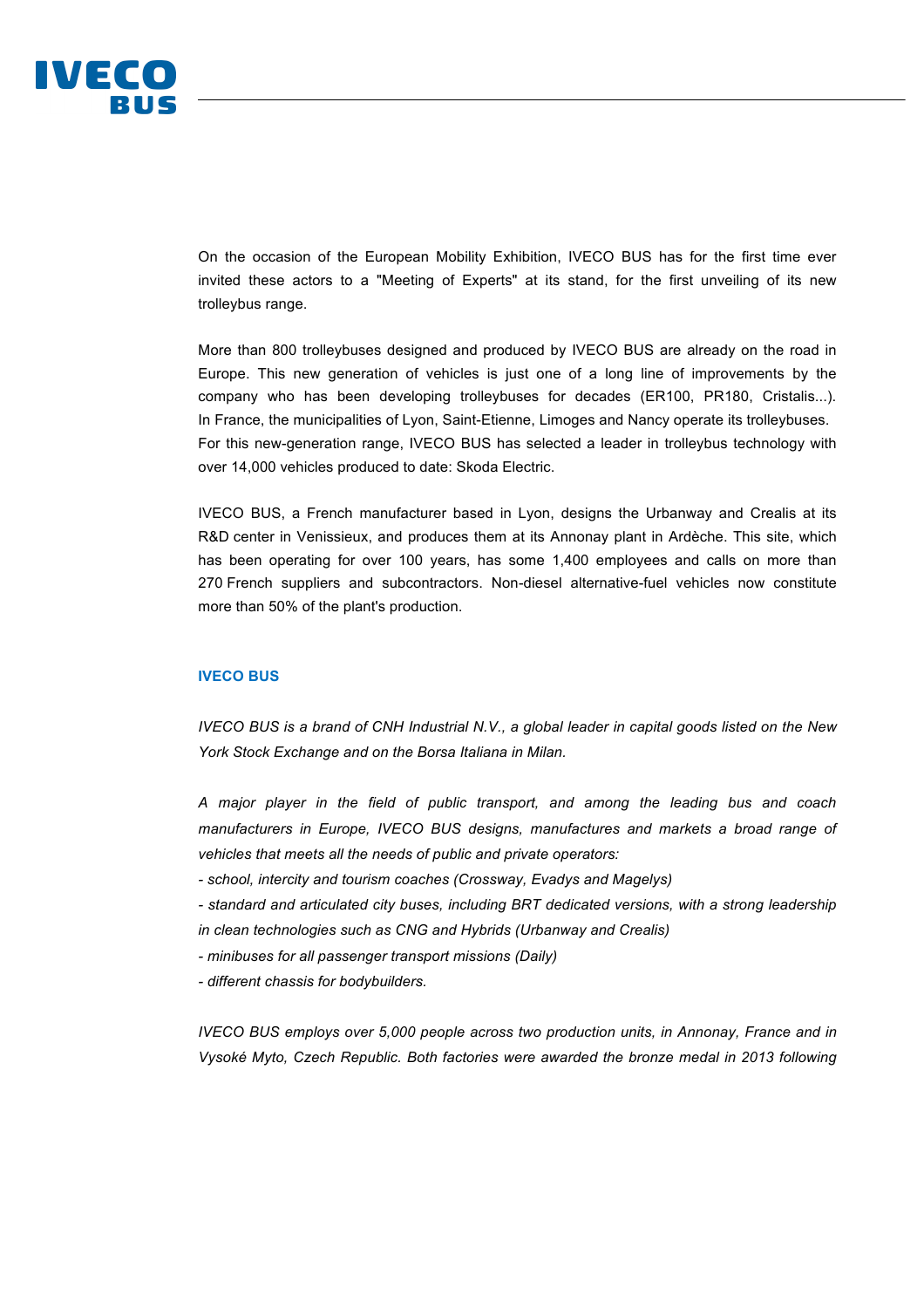On the occasion of the European Mobility Exhibition, IVECO BUS has for the first time ever invited these actors to a "Meeting of Experts" at its stand, for the first unveiling of its new trolleybus range.

More than 800 trolleybuses designed and produced by IVECO BUS are already on the road in Europe. This new generation of vehicles is just one of a long line of improvements by the company who has been developing trolleybuses for decades (ER100, PR180, Cristalis...). In France, the municipalities of Lyon, Saint-Etienne, Limoges and Nancy operate its trolleybuses. For this new-generation range, IVECO BUS has selected a leader in trolleybus technology with over 14,000 vehicles produced to date: Skoda Electric.

IVECO BUS, a French manufacturer based in Lyon, designs the Urbanway and Crealis at its R&D center in Venissieux, and produces them at its Annonay plant in Ardèche. This site, which has been operating for over 100 years, has some 1,400 employees and calls on more than 270 French suppliers and subcontractors. Non-diesel alternative-fuel vehicles now constitute more than 50% of the plant's production.

**IVECO BUS**

*IVECO BUS is a brand of CNH Industrial N.V., a global leader in capital goods listed on the New York Stock Exchange and on the Borsa Italiana in Milan.*

*A major player in the field of public transport, and among the leading bus and coach manufacturers in Europe, IVECO BUS designs, manufactures and markets a broad range of vehicles that meets all the needs of public and private operators:*

*- school, intercity and tourism coaches (Crossway, Evadys and Magelys)*

*- standard and articulated city buses, including BRT dedicated versions, with a strong leadership in clean technologies such as CNG and Hybrids (Urbanway and Crealis)*

*- minibuses for all passenger transport missions (Daily)*

*- different chassis for bodybuilders.*

*IVECO BUS employs over 5,000 people across two production units, in Annonay, France and in Vysoké Myto, Czech Republic. Both factories were awarded the bronze medal in 2013 following*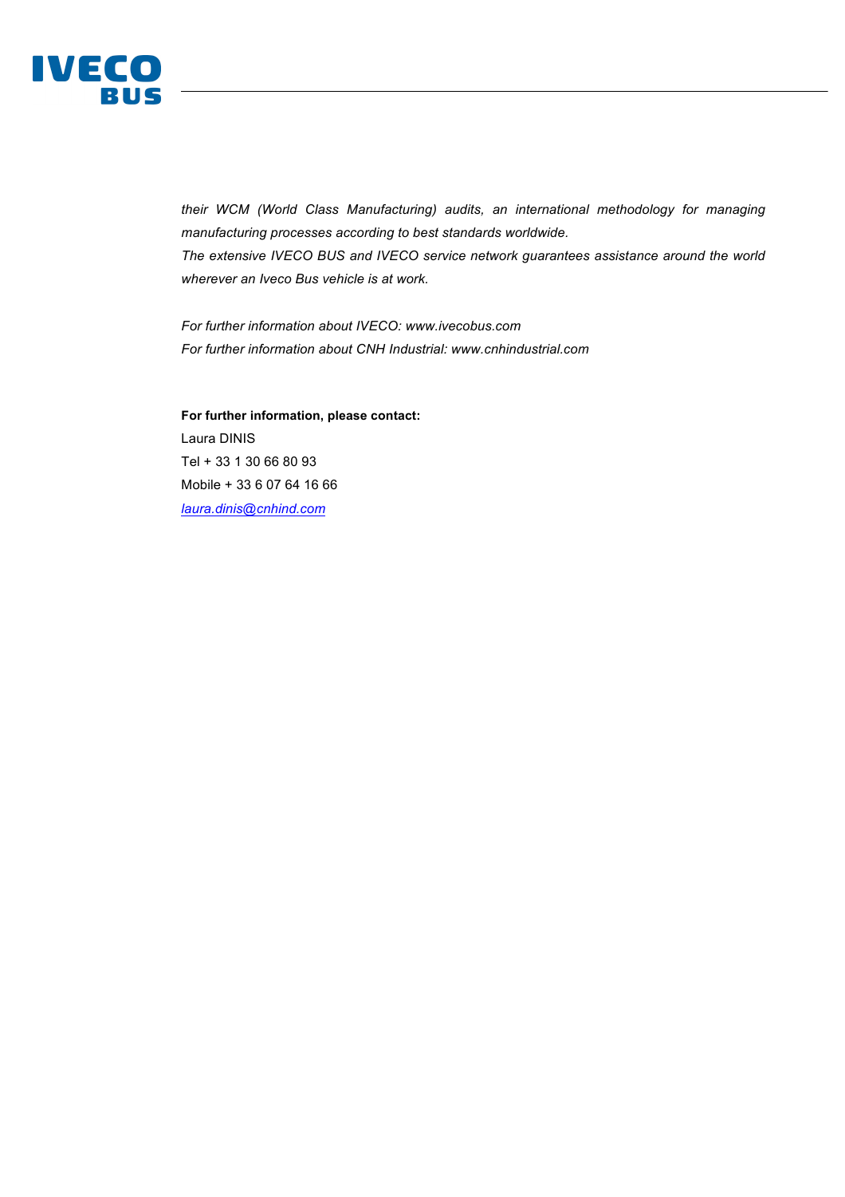*their WCM (World Class Manufacturing) audits, an international methodology for managing manufacturing processes according to best standards worldwide.*
*The extensive IVECO BUS and IVECO service network guarantees assistance around the world wherever an Iveco Bus vehicle is at work.*

*For further information about IVECO: www.ivecobus.com*
*For further information about CNH Industrial: www.cnhindustrial.com*

**For further information, please contact:**
Laura DINIS
Tel + 33 1 30 66 80 93
Mobile + 33 6 07 64 16 66
*laura.dinis@cnhind.com*